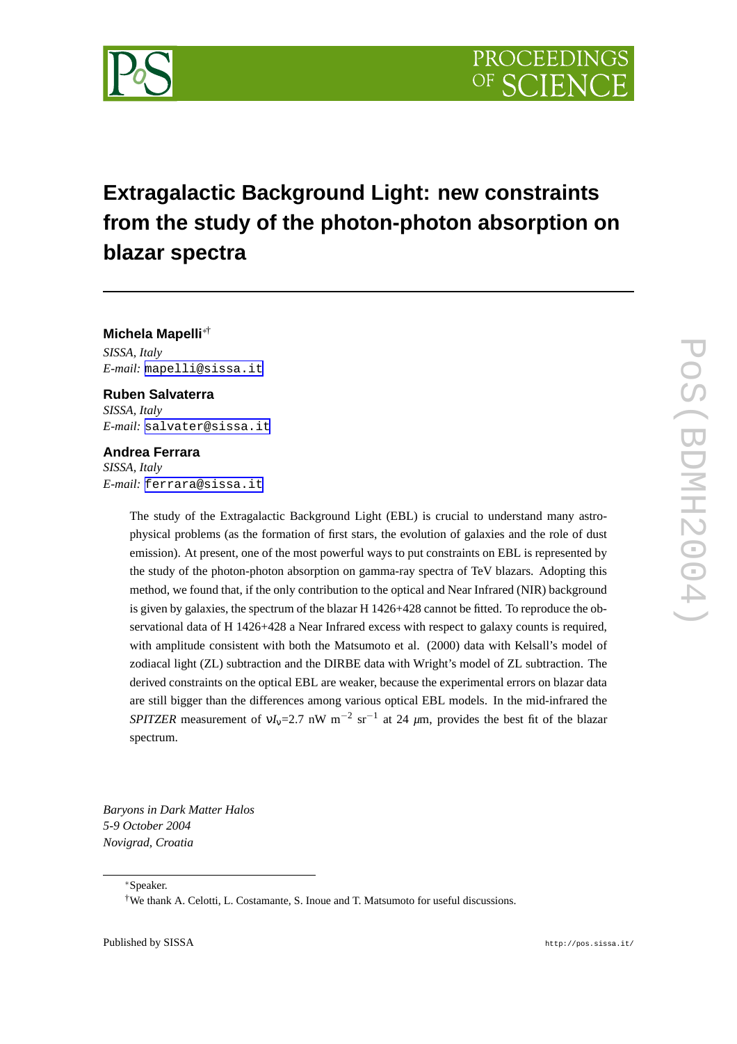# Extragalactic Background Light: new constraints from the study of the photon-photon absorption on blazar spectra

**Michela Mapelli**[*†]

*SISSA, Italy*
*E-mail:* mapelli@sissa.it

**Ruben Salvaterra**

*SISSA, Italy*
*E-mail:* salvater@sissa.it

**Andrea Ferrara**

*SISSA, Italy*
*E-mail:* ferrara@sissa.it

The study of the Extragalactic Background Light (EBL) is crucial to understand many astrophysical problems (as the formation of first stars, the evolution of galaxies and the role of dust emission). At present, one of the most powerful ways to put constraints on EBL is represented by the study of the photon-photon absorption on gamma-ray spectra of TeV blazars. Adopting this method, we found that, if the only contribution to the optical and Near Infrared (NIR) background is given by galaxies, the spectrum of the blazar H 1426+428 cannot be fitted. To reproduce the observational data of H 1426+428 a Near Infrared excess with respect to galaxy counts is required, with amplitude consistent with both the Matsumoto et al. (2000) data with Kelsall's model of zodiacal light (ZL) subtraction and the DIRBE data with Wright's model of ZL subtraction. The derived constraints on the optical EBL are weaker, because the experimental errors on blazar data are still bigger than the differences among various optical EBL models. In the mid-infrared the *SPITZER* measurement of $\nu I_\nu$=2.7 nW m$^{-2}$ sr$^{-1}$ at 24 $\mu$m, provides the best fit of the blazar spectrum.

*Baryons in Dark Matter Halos*
*5-9 October 2004*
*Novigrad, Croatia*

---

[*] Speaker.

[†] We thank A. Celotti, L. Costamante, S. Inoue and T. Matsumoto for useful discussions.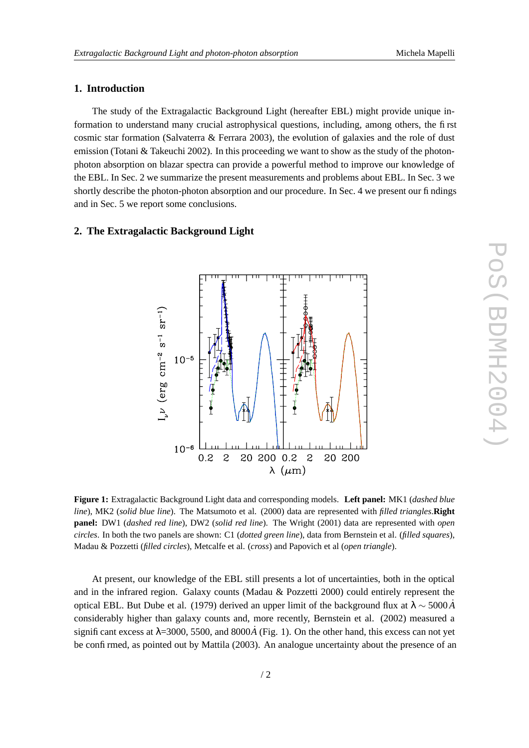## 1. Introduction

The study of the Extragalactic Background Light (hereafter EBL) might provide unique information to understand many crucial astrophysical questions, including, among others, the first cosmic star formation (Salvaterra & Ferrara 2003), the evolution of galaxies and the role of dust emission (Totani & Takeuchi 2002). In this proceeding we want to show as the study of the photon-photon absorption on blazar spectra can provide a powerful method to improve our knowledge of the EBL. In Sec. 2 we summarize the present measurements and problems about EBL. In Sec. 3 we shortly describe the photon-photon absorption and our procedure. In Sec. 4 we present our findings and in Sec. 5 we report some conclusions.

## 2. The Extragalactic Background Light

**Figure 1:** Extragalactic Background Light data and corresponding models. **Left panel:** MK1 (*dashed blue line*), MK2 (*solid blue line*). The Matsumoto et al. (2000) data are represented with *filled triangles*. **Right panel:** DW1 (*dashed red line*), DW2 (*solid red line*). The Wright (2001) data are represented with *open circles*. In both the two panels are shown: C1 (*dotted green line*), data from Bernstein et al. (*filled squares*), Madau & Pozzetti (*filled circles*), Metcalfe et al. (*cross*) and Papovich et al (*open triangle*).

At present, our knowledge of the EBL still presents a lot of uncertainties, both in the optical and in the infrared region. Galaxy counts (Madau & Pozzetti 2000) could entirely represent the optical EBL. But Dube et al. (1979) derived an upper limit of the background flux at $\lambda \sim 5000\,\dot{A}$ considerably higher than galaxy counts and, more recently, Bernstein et al. (2002) measured a significant excess at $\lambda$=3000, 5500, and 8000$\dot{A}$ (Fig. 1). On the other hand, this excess can not yet be confirmed, as pointed out by Mattila (2003). An analogue uncertainty about the presence of an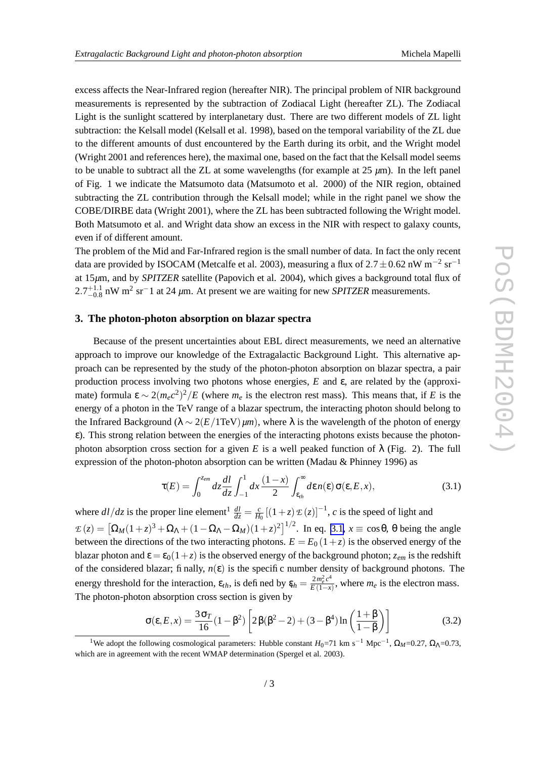excess affects the Near-Infrared region (hereafter NIR). The principal problem of NIR background measurements is represented by the subtraction of Zodiacal Light (hereafter ZL). The Zodiacal Light is the sunlight scattered by interplanetary dust. There are two different models of ZL light subtraction: the Kelsall model (Kelsall et al. 1998), based on the temporal variability of the ZL due to the different amounts of dust encountered by the Earth during its orbit, and the Wright model (Wright 2001 and references here), the maximal one, based on the fact that the Kelsall model seems to be unable to subtract all the ZL at some wavelengths (for example at 25 $\mu$m). In the left panel of Fig. 1 we indicate the Matsumoto data (Matsumoto et al. 2000) of the NIR region, obtained subtracting the ZL contribution through the Kelsall model; while in the right panel we show the COBE/DIRBE data (Wright 2001), where the ZL has been subtracted following the Wright model. Both Matsumoto et al. and Wright data show an excess in the NIR with respect to galaxy counts, even if of different amount.

The problem of the Mid and Far-Infrared region is the small number of data. In fact the only recent data are provided by ISOCAM (Metcalfe et al. 2003), measuring a flux of $2.7 \pm 0.62$ nW m$^{-2}$ sr$^{-1}$ at 15$\mu$m, and by *SPITZER* satellite (Papovich et al. 2004), which gives a background total flux of $2.7^{+1.1}_{-0.8}$ nW m$^2$ sr$^-$1 at 24 $\mu$m. At present we are waiting for new *SPITZER* measurements.

## 3. The photon-photon absorption on blazar spectra

Because of the present uncertainties about EBL direct measurements, we need an alternative approach to improve our knowledge of the Extragalactic Background Light. This alternative approach can be represented by the study of the photon-photon absorption on blazar spectra, a pair production process involving two photons whose energies, $E$ and $\varepsilon$, are related by the (approximate) formula $\varepsilon \sim 2(m_e c^2)^2/E$ (where $m_e$ is the electron rest mass). This means that, if $E$ is the energy of a photon in the TeV range of a blazar spectrum, the interacting photon should belong to the Infrared Background ($\lambda \sim 2(E/1\mathrm{TeV})\,\mu m$), where $\lambda$ is the wavelength of the photon of energy $\varepsilon$). This strong relation between the energies of the interacting photons exists because the photon-photon absorption cross section for a given $E$ is a well peaked function of $\lambda$ (Fig. 2). The full expression of the photon-photon absorption can be written (Madau & Phinney 1996) as

$$\tau(E) = \int_0^{z_{em}} dz \frac{dl}{dz} \int_{-1}^{1} dx \frac{(1-x)}{2} \int_{\varepsilon_{th}}^{\infty} d\varepsilon\, n(\varepsilon)\, \sigma(\varepsilon, E, x), \tag{3.1}$$

where $dl/dz$ is the proper line element[1] $\frac{dl}{dz} = \frac{c}{H_0}\left[(1+z)\,\mathcal{E}(z)\right]^{-1}$, $c$ is the speed of light and $\mathcal{E}(z) = \left[\Omega_M(1+z)^3 + \Omega_\Lambda + (1-\Omega_\Lambda - \Omega_M)(1+z)^2\right]^{1/2}$. In eq. 3.1, $x \equiv \cos\theta$, $\theta$ being the angle between the directions of the two interacting photons. $E = E_0\,(1+z)$ is the observed energy of the blazar photon and $\varepsilon = \varepsilon_0(1+z)$ is the observed energy of the background photon; $z_{em}$ is the redshift of the considered blazar; finally, $n(\varepsilon)$ is the specific number density of background photons. The energy threshold for the interaction, $\varepsilon_{th}$, is defined by $\varepsilon_{th} = \frac{2\,m_e^2\,c^4}{E\,(1-x)}$, where $m_e$ is the electron mass. The photon-photon absorption cross section is given by

$$\sigma(\varepsilon, E, x) = \frac{3\,\sigma_T}{16}(1-\beta^2)\left[2\,\beta(\beta^2-2) + (3-\beta^4)\ln\left(\frac{1+\beta}{1-\beta}\right)\right] \tag{3.2}$$

[1] We adopt the following cosmological parameters: Hubble constant $H_0$=71 km s$^{-1}$ Mpc$^{-1}$, $\Omega_M$=0.27, $\Omega_\Lambda$=0.73, which are in agreement with the recent WMAP determination (Spergel et al. 2003).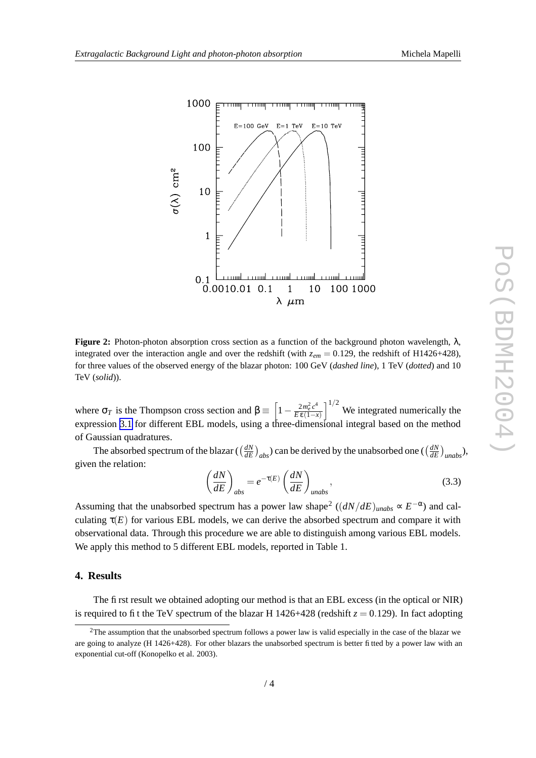**Figure 2:** Photon-photon absorption cross section as a function of the background photon wavelength, $\lambda$, integrated over the interaction angle and over the redshift (with $z_{em} = 0.129$, the redshift of H1426+428), for three values of the observed energy of the blazar photon: 100 GeV (*dashed line*), 1 TeV (*dotted*) and 10 TeV (*solid*)).

where $\sigma_T$ is the Thompson cross section and $\beta \equiv \left[1 - \frac{2m_e^2 c^4}{E\,\varepsilon(1-x)}\right]^{1/2}$ We integrated numerically the expression 3.1 for different EBL models, using a three-dimensional integral based on the method of Gaussian quadratures.

The absorbed spectrum of the blazar ($\left(\frac{dN}{dE}\right)_{abs}$) can be derived by the unabsorbed one ($\left(\frac{dN}{dE}\right)_{unabs}$), given the relation:

$$\left(\frac{dN}{dE}\right)_{abs} = e^{-\tau(E)} \left(\frac{dN}{dE}\right)_{unabs}, \tag{3.3}$$

Assuming that the unabsorbed spectrum has a power law shape[2] ($(dN/dE)_{unabs} \propto E^{-\alpha}$) and calculating $\tau(E)$ for various EBL models, we can derive the absorbed spectrum and compare it with observational data. Through this procedure we are able to distinguish among various EBL models. We apply this method to 5 different EBL models, reported in Table 1.

## 4. Results

The first result we obtained adopting our method is that an EBL excess (in the optical or NIR) is required to fit the TeV spectrum of the blazar H 1426+428 (redshift $z = 0.129$). In fact adopting

[2] The assumption that the unabsorbed spectrum follows a power law is valid especially in the case of the blazar we are going to analyze (H 1426+428). For other blazars the unabsorbed spectrum is better fitted by a power law with an exponential cut-off (Konopelko et al. 2003).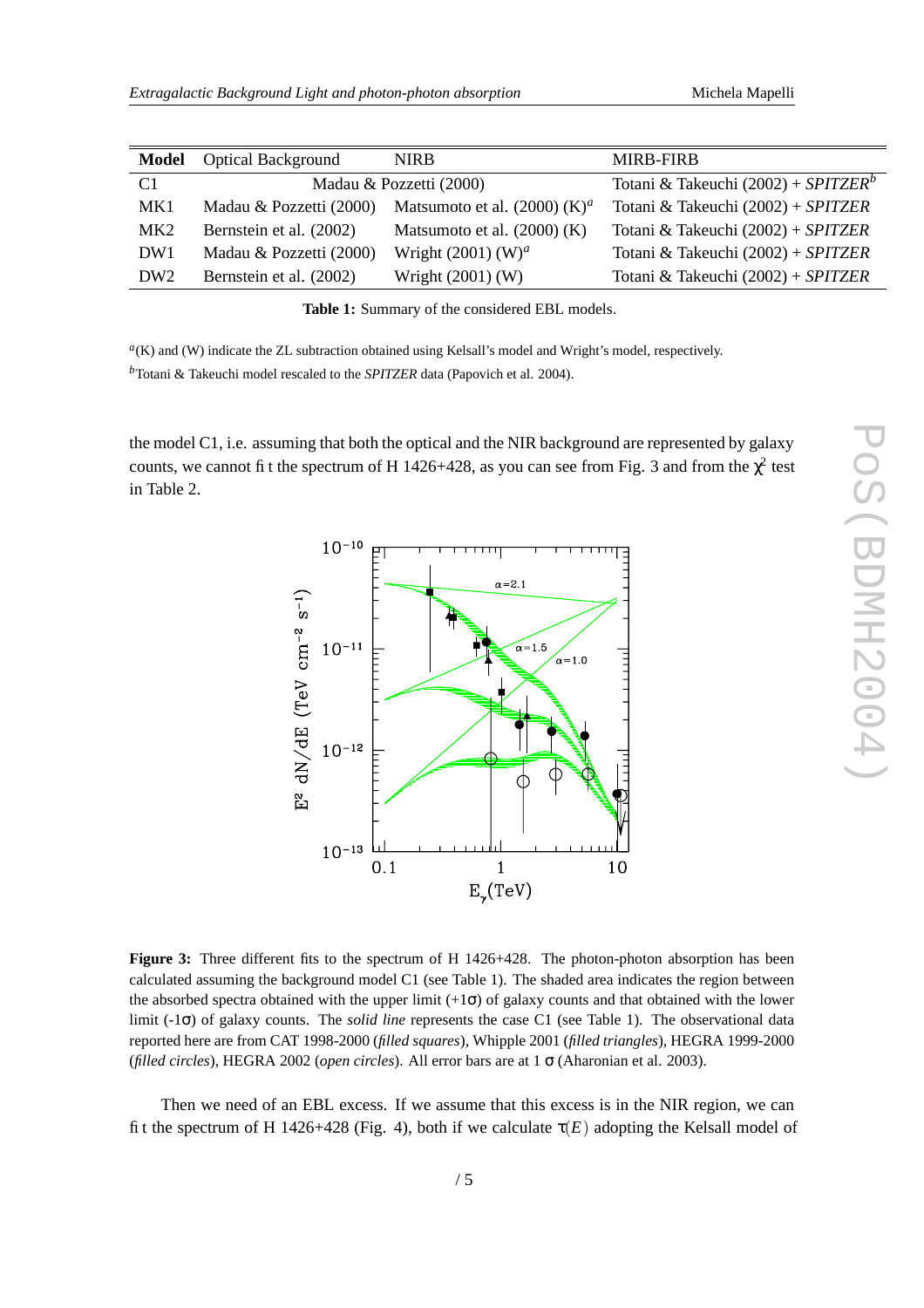| Model | Optical Background | NIRB | MIRB-FIRB |
|---|---|---|---|
| C1 | Madau & Pozzetti (2000) | | Totani & Takeuchi (2002) + *SPITZER*[b] |
| MK1 | Madau & Pozzetti (2000) | Matsumoto et al. (2000) (K)[a] | Totani & Takeuchi (2002) + *SPITZER* |
| MK2 | Bernstein et al. (2002) | Matsumoto et al. (2000) (K) | Totani & Takeuchi (2002) + *SPITZER* |
| DW1 | Madau & Pozzetti (2000) | Wright (2001) (W)[a] | Totani & Takeuchi (2002) + *SPITZER* |
| DW2 | Bernstein et al. (2002) | Wright (2001) (W) | Totani & Takeuchi (2002) + *SPITZER* |

**Table 1:** Summary of the considered EBL models.

[a](K) and (W) indicate the ZL subtraction obtained using Kelsall's model and Wright's model, respectively.

[b]Totani & Takeuchi model rescaled to the *SPITZER* data (Papovich et al. 2004).

the model C1, i.e. assuming that both the optical and the NIR background are represented by galaxy counts, we cannot fit the spectrum of H 1426+428, as you can see from Fig. 3 and from the $\chi^2$ test in Table 2.

**Figure 3:** Three different fits to the spectrum of H 1426+428. The photon-photon absorption has been calculated assuming the background model C1 (see Table 1). The shaded area indicates the region between the absorbed spectra obtained with the upper limit (+1$\sigma$) of galaxy counts and that obtained with the lower limit (-1$\sigma$) of galaxy counts. The *solid line* represents the case C1 (see Table 1). The observational data reported here are from CAT 1998-2000 (*filled squares*), Whipple 2001 (*filled triangles*), HEGRA 1999-2000 (*filled circles*), HEGRA 2002 (*open circles*). All error bars are at 1 $\sigma$ (Aharonian et al. 2003).

Then we need of an EBL excess. If we assume that this excess is in the NIR region, we can fit the spectrum of H 1426+428 (Fig. 4), both if we calculate $\tau(E)$ adopting the Kelsall model of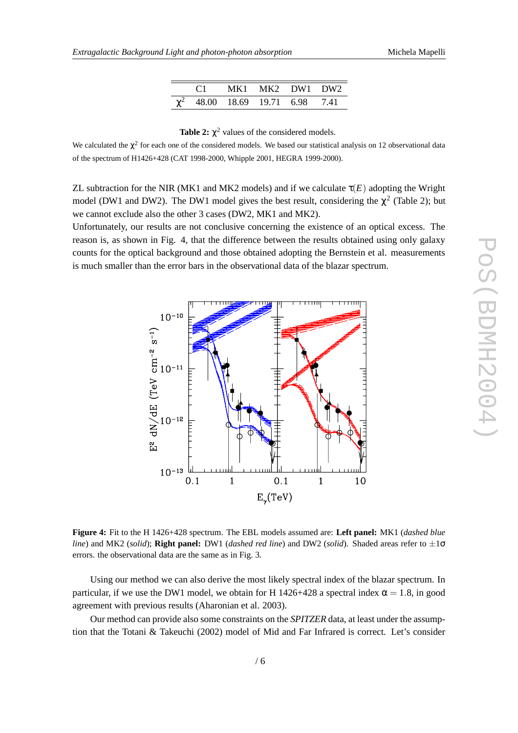|  | C1 | MK1 | MK2 | DW1 | DW2 |
|---|---|---|---|---|---|
| $\chi^2$ | 48.00 | 18.69 | 19.71 | 6.98 | 7.41 |

**Table 2:** $\chi^2$ values of the considered models.

We calculated the $\chi^2$ for each one of the considered models. We based our statistical analysis on 12 observational data of the spectrum of H1426+428 (CAT 1998-2000, Whipple 2001, HEGRA 1999-2000).

ZL subtraction for the NIR (MK1 and MK2 models) and if we calculate $\tau(E)$ adopting the Wright model (DW1 and DW2). The DW1 model gives the best result, considering the $\chi^2$ (Table 2); but we cannot exclude also the other 3 cases (DW2, MK1 and MK2).

Unfortunately, our results are not conclusive concerning the existence of an optical excess. The reason is, as shown in Fig. 4, that the difference between the results obtained using only galaxy counts for the optical background and those obtained adopting the Bernstein et al. measurements is much smaller than the error bars in the observational data of the blazar spectrum.

**Figure 4:** Fit to the H 1426+428 spectrum. The EBL models assumed are: **Left panel:** MK1 (*dashed blue line*) and MK2 (*solid*); **Right panel:** DW1 (*dashed red line*) and DW2 (*solid*). Shaded areas refer to $\pm 1\sigma$ errors. the observational data are the same as in Fig. 3.

Using our method we can also derive the most likely spectral index of the blazar spectrum. In particular, if we use the DW1 model, we obtain for H 1426+428 a spectral index $\alpha = 1.8$, in good agreement with previous results (Aharonian et al. 2003).

Our method can provide also some constraints on the *SPITZER* data, at least under the assumption that the Totani & Takeuchi (2002) model of Mid and Far Infrared is correct. Let's consider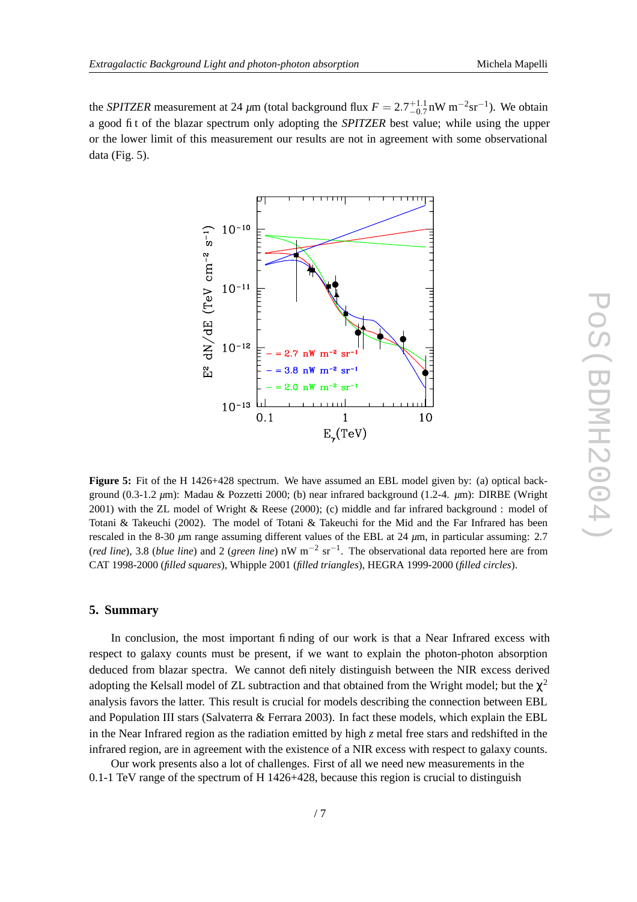the *SPITZER* measurement at 24 $\mu$m (total background flux $F = 2.7^{+1.1}_{-0.7}$ nW m$^{-2}$sr$^{-1}$). We obtain a good fit of the blazar spectrum only adopting the *SPITZER* best value; while using the upper or the lower limit of this measurement our results are not in agreement with some observational data (Fig. 5).

**Figure 5:** Fit of the H 1426+428 spectrum. We have assumed an EBL model given by: (a) optical background (0.3-1.2 $\mu$m): Madau & Pozzetti 2000; (b) near infrared background (1.2-4. $\mu$m): DIRBE (Wright 2001) with the ZL model of Wright & Reese (2000); (c) middle and far infrared background : model of Totani & Takeuchi (2002). The model of Totani & Takeuchi for the Mid and the Far Infrared has been rescaled in the 8-30 $\mu$m range assuming different values of the EBL at 24 $\mu$m, in particular assuming: 2.7 (*red line*), 3.8 (*blue line*) and 2 (*green line*) nW m$^{-2}$ sr$^{-1}$. The observational data reported here are from CAT 1998-2000 (*filled squares*), Whipple 2001 (*filled triangles*), HEGRA 1999-2000 (*filled circles*).

## 5. Summary

In conclusion, the most important finding of our work is that a Near Infrared excess with respect to galaxy counts must be present, if we want to explain the photon-photon absorption deduced from blazar spectra. We cannot definitely distinguish between the NIR excess derived adopting the Kelsall model of ZL subtraction and that obtained from the Wright model; but the $\chi^2$ analysis favors the latter. This result is crucial for models describing the connection between EBL and Population III stars (Salvaterra & Ferrara 2003). In fact these models, which explain the EBL in the Near Infrared region as the radiation emitted by high $z$ metal free stars and redshifted in the infrared region, are in agreement with the existence of a NIR excess with respect to galaxy counts.

Our work presents also a lot of challenges. First of all we need new measurements in the 0.1-1 TeV range of the spectrum of H 1426+428, because this region is crucial to distinguish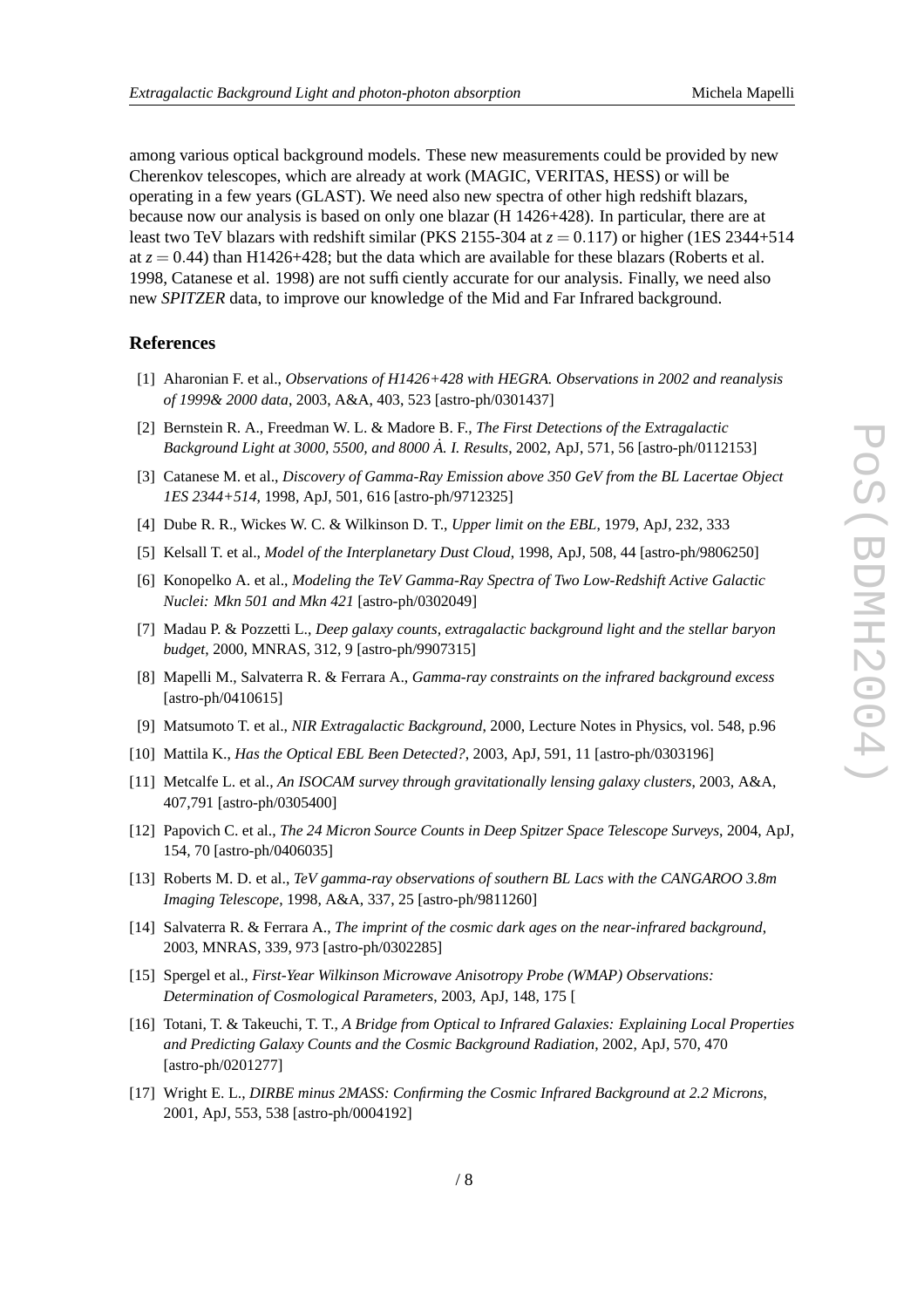among various optical background models. These new measurements could be provided by new Cherenkov telescopes, which are already at work (MAGIC, VERITAS, HESS) or will be operating in a few years (GLAST). We need also new spectra of other high redshift blazars, because now our analysis is based on only one blazar (H 1426+428). In particular, there are at least two TeV blazars with redshift similar (PKS 2155-304 at $z = 0.117$) or higher (1ES 2344+514 at $z = 0.44$) than H1426+428; but the data which are available for these blazars (Roberts et al. 1998, Catanese et al. 1998) are not sufficiently accurate for our analysis. Finally, we need also new *SPITZER* data, to improve our knowledge of the Mid and Far Infrared background.

## References

[1] Aharonian F. et al., *Observations of H1426+428 with HEGRA. Observations in 2002 and reanalysis of 1999& 2000 data*, 2003, A&A, 403, 523 [astro-ph/0301437]

[2] Bernstein R. A., Freedman W. L. & Madore B. F., *The First Detections of the Extragalactic Background Light at 3000, 5500, and 8000 Å. I. Results*, 2002, ApJ, 571, 56 [astro-ph/0112153]

[3] Catanese M. et al., *Discovery of Gamma-Ray Emission above 350 GeV from the BL Lacertae Object 1ES 2344+514*, 1998, ApJ, 501, 616 [astro-ph/9712325]

[4] Dube R. R., Wickes W. C. & Wilkinson D. T., *Upper limit on the EBL*, 1979, ApJ, 232, 333

[5] Kelsall T. et al., *Model of the Interplanetary Dust Cloud*, 1998, ApJ, 508, 44 [astro-ph/9806250]

[6] Konopelko A. et al., *Modeling the TeV Gamma-Ray Spectra of Two Low-Redshift Active Galactic Nuclei: Mkn 501 and Mkn 421* [astro-ph/0302049]

[7] Madau P. & Pozzetti L., *Deep galaxy counts, extragalactic background light and the stellar baryon budget*, 2000, MNRAS, 312, 9 [astro-ph/9907315]

[8] Mapelli M., Salvaterra R. & Ferrara A., *Gamma-ray constraints on the infrared background excess* [astro-ph/0410615]

[9] Matsumoto T. et al., *NIR Extragalactic Background*, 2000, Lecture Notes in Physics, vol. 548, p.96

[10] Mattila K., *Has the Optical EBL Been Detected?*, 2003, ApJ, 591, 11 [astro-ph/0303196]

[11] Metcalfe L. et al., *An ISOCAM survey through gravitationally lensing galaxy clusters*, 2003, A&A, 407,791 [astro-ph/0305400]

[12] Papovich C. et al., *The 24 Micron Source Counts in Deep Spitzer Space Telescope Surveys*, 2004, ApJ, 154, 70 [astro-ph/0406035]

[13] Roberts M. D. et al., *TeV gamma-ray observations of southern BL Lacs with the CANGAROO 3.8m Imaging Telescope*, 1998, A&A, 337, 25 [astro-ph/9811260]

[14] Salvaterra R. & Ferrara A., *The imprint of the cosmic dark ages on the near-infrared background*, 2003, MNRAS, 339, 973 [astro-ph/0302285]

[15] Spergel et al., *First-Year Wilkinson Microwave Anisotropy Probe (WMAP) Observations: Determination of Cosmological Parameters*, 2003, ApJ, 148, 175 [

[16] Totani, T. & Takeuchi, T. T., *A Bridge from Optical to Infrared Galaxies: Explaining Local Properties and Predicting Galaxy Counts and the Cosmic Background Radiation*, 2002, ApJ, 570, 470 [astro-ph/0201277]

[17] Wright E. L., *DIRBE minus 2MASS: Confirming the Cosmic Infrared Background at 2.2 Microns*, 2001, ApJ, 553, 538 [astro-ph/0004192]